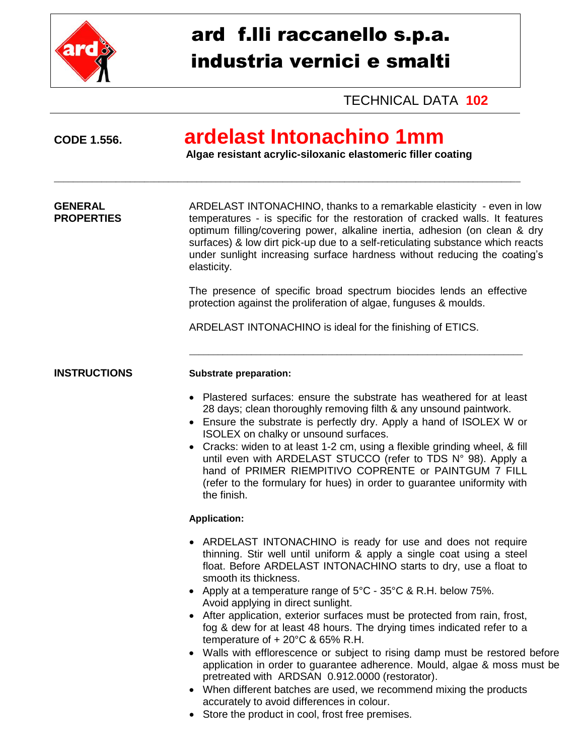# ard f.lli raccanello s.p.a.
# industria vernici e smalti

TECHNICAL DATA **102**

**CODE 1.556.**

# ardelast Intonachino 1mm

**Algae resistant acrylic-siloxanic elastomeric filler coating**

---

**GENERAL PROPERTIES**

ARDELAST INTONACHINO, thanks to a remarkable elasticity - even in low temperatures - is specific for the restoration of cracked walls. It features optimum filling/covering power, alkaline inertia, adhesion (on clean & dry surfaces) & low dirt pick-up due to a self-reticulating substance which reacts under sunlight increasing surface hardness without reducing the coating's elasticity.

The presence of specific broad spectrum biocides lends an effective protection against the proliferation of algae, funguses & moulds.

ARDELAST INTONACHINO is ideal for the finishing of ETICS.

---

**INSTRUCTIONS**

**Substrate preparation:**

- Plastered surfaces: ensure the substrate has weathered for at least 28 days; clean thoroughly removing filth & any unsound paintwork.
- Ensure the substrate is perfectly dry. Apply a hand of ISOLEX W or ISOLEX on chalky or unsound surfaces.
- Cracks: widen to at least 1-2 cm, using a flexible grinding wheel, & fill until even with ARDELAST STUCCO (refer to TDS N° 98). Apply a hand of PRIMER RIEMPITIVO COPRENTE or PAINTGUM 7 FILL (refer to the formulary for hues) in order to guarantee uniformity with the finish.

**Application:**

- ARDELAST INTONACHINO is ready for use and does not require thinning. Stir well until uniform & apply a single coat using a steel float. Before ARDELAST INTONACHINO starts to dry, use a float to smooth its thickness.
- Apply at a temperature range of 5°C - 35°C & R.H. below 75%. Avoid applying in direct sunlight.
- After application, exterior surfaces must be protected from rain, frost, fog & dew for at least 48 hours. The drying times indicated refer to a temperature of + 20°C & 65% R.H.
- Walls with efflorescence or subject to rising damp must be restored before application in order to guarantee adherence. Mould, algae & moss must be pretreated with ARDSAN 0.912.0000 (restorator).
- When different batches are used, we recommend mixing the products accurately to avoid differences in colour.
- Store the product in cool, frost free premises.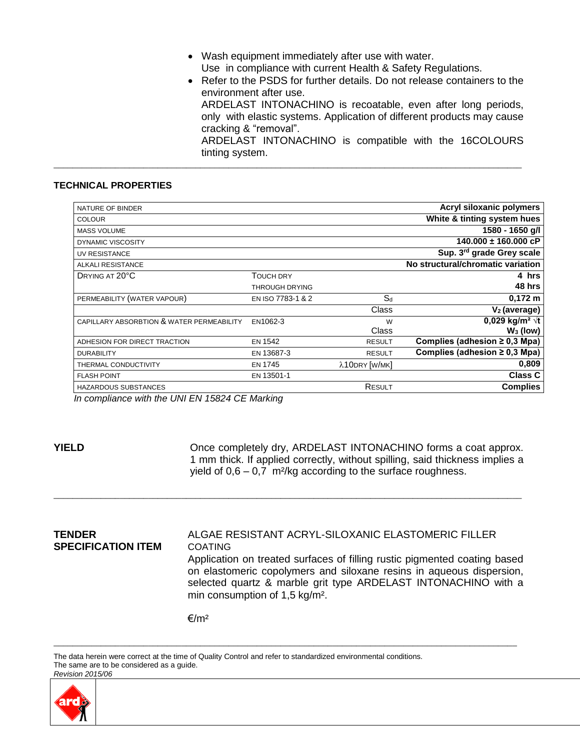- Wash equipment immediately after use with water.
  Use in compliance with current Health & Safety Regulations.
- Refer to the PSDS for further details. Do not release containers to the environment after use.
  ARDELAST INTONACHINO is recoatable, even after long periods, only with elastic systems. Application of different products may cause cracking & "removal".
  ARDELAST INTONACHINO is compatible with the 16COLOURS tinting system.

## TECHNICAL PROPERTIES

| | | | |
|---|---|---|---|
| NATURE OF BINDER | | | **Acryl siloxanic polymers** |
| COLOUR | | | **White & tinting system hues** |
| MASS VOLUME | | | **1580 - 1650 g/l** |
| DYNAMIC VISCOSITY | | | **140.000 ± 160.000 cP** |
| UV RESISTANCE | | | **Sup. 3rd grade Grey scale** |
| ALKALI RESISTANCE | | | **No structural/chromatic variation** |
| DRYING AT 20°C | TOUCH DRY | | **4 hrs** |
| | THROUGH DRYING | | **48 hrs** |
| PERMEABILITY (WATER VAPOUR) | EN ISO 7783-1 & 2 | $S_d$ | **0,172 m** |
| | | Class | **$V_2$ (average)** |
| CAPILLARY ABSORBTION & WATER PERMEABILITY | EN1062-3 | W | **0,029 kg/m² √t** |
| | | Class | **$W_3$ (low)** |
| ADHESION FOR DIRECT TRACTION | EN 1542 | RESULT | **Complies (adhesion ≥ 0,3 Mpa)** |
| DURABILITY | EN 13687-3 | RESULT | **Complies (adhesion ≥ 0,3 Mpa)** |
| THERMAL CONDUCTIVITY | EN 1745 | $\lambda_{10DRY}$ [W/MK] | **0,809** |
| FLASH POINT | EN 13501-1 | | **Class C** |
| HAZARDOUS SUBSTANCES | | RESULT | **Complies** |

*In compliance with the UNI EN 15824 CE Marking*

**YIELD**

Once completely dry, ARDELAST INTONACHINO forms a coat approx. 1 mm thick. If applied correctly, without spilling, said thickness implies a yield of 0,6 – 0,7 m²/kg according to the surface roughness.

**TENDER SPECIFICATION ITEM**

ALGAE RESISTANT ACRYL-SILOXANIC ELASTOMERIC FILLER COATING

Application on treated surfaces of filling rustic pigmented coating based on elastomeric copolymers and siloxane resins in aqueous dispersion, selected quartz & marble grit type ARDELAST INTONACHINO with a min consumption of 1,5 kg/m².

€/m²

The data herein were correct at the time of Quality Control and refer to standardized environmental conditions.
The same are to be considered as a guide.
*Revision 2015/06*